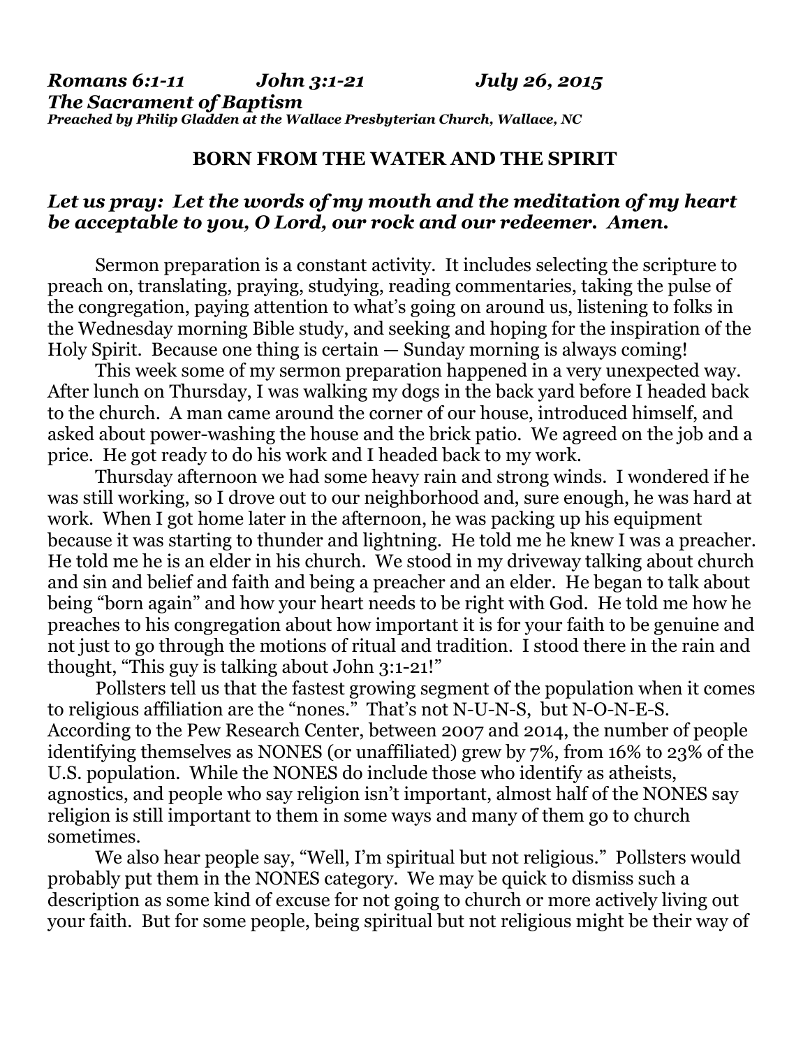***Romans 6:1-11 John 3:1-21 July 26, 2015***
***The Sacrament of Baptism***
***Preached by Philip Gladden at the Wallace Presbyterian Church, Wallace, NC***

**BORN FROM THE WATER AND THE SPIRIT**

***Let us pray: Let the words of my mouth and the meditation of my heart be acceptable to you, O Lord, our rock and our redeemer. Amen.***

Sermon preparation is a constant activity. It includes selecting the scripture to preach on, translating, praying, studying, reading commentaries, taking the pulse of the congregation, paying attention to what's going on around us, listening to folks in the Wednesday morning Bible study, and seeking and hoping for the inspiration of the Holy Spirit. Because one thing is certain — Sunday morning is always coming!

This week some of my sermon preparation happened in a very unexpected way. After lunch on Thursday, I was walking my dogs in the back yard before I headed back to the church. A man came around the corner of our house, introduced himself, and asked about power-washing the house and the brick patio. We agreed on the job and a price. He got ready to do his work and I headed back to my work.

Thursday afternoon we had some heavy rain and strong winds. I wondered if he was still working, so I drove out to our neighborhood and, sure enough, he was hard at work. When I got home later in the afternoon, he was packing up his equipment because it was starting to thunder and lightning. He told me he knew I was a preacher. He told me he is an elder in his church. We stood in my driveway talking about church and sin and belief and faith and being a preacher and an elder. He began to talk about being "born again" and how your heart needs to be right with God. He told me how he preaches to his congregation about how important it is for your faith to be genuine and not just to go through the motions of ritual and tradition. I stood there in the rain and thought, "This guy is talking about John 3:1-21!"

Pollsters tell us that the fastest growing segment of the population when it comes to religious affiliation are the "nones." That's not N-U-N-S, but N-O-N-E-S. According to the Pew Research Center, between 2007 and 2014, the number of people identifying themselves as NONES (or unaffiliated) grew by 7%, from 16% to 23% of the U.S. population. While the NONES do include those who identify as atheists, agnostics, and people who say religion isn't important, almost half of the NONES say religion is still important to them in some ways and many of them go to church sometimes.

We also hear people say, "Well, I'm spiritual but not religious." Pollsters would probably put them in the NONES category. We may be quick to dismiss such a description as some kind of excuse for not going to church or more actively living out your faith. But for some people, being spiritual but not religious might be their way of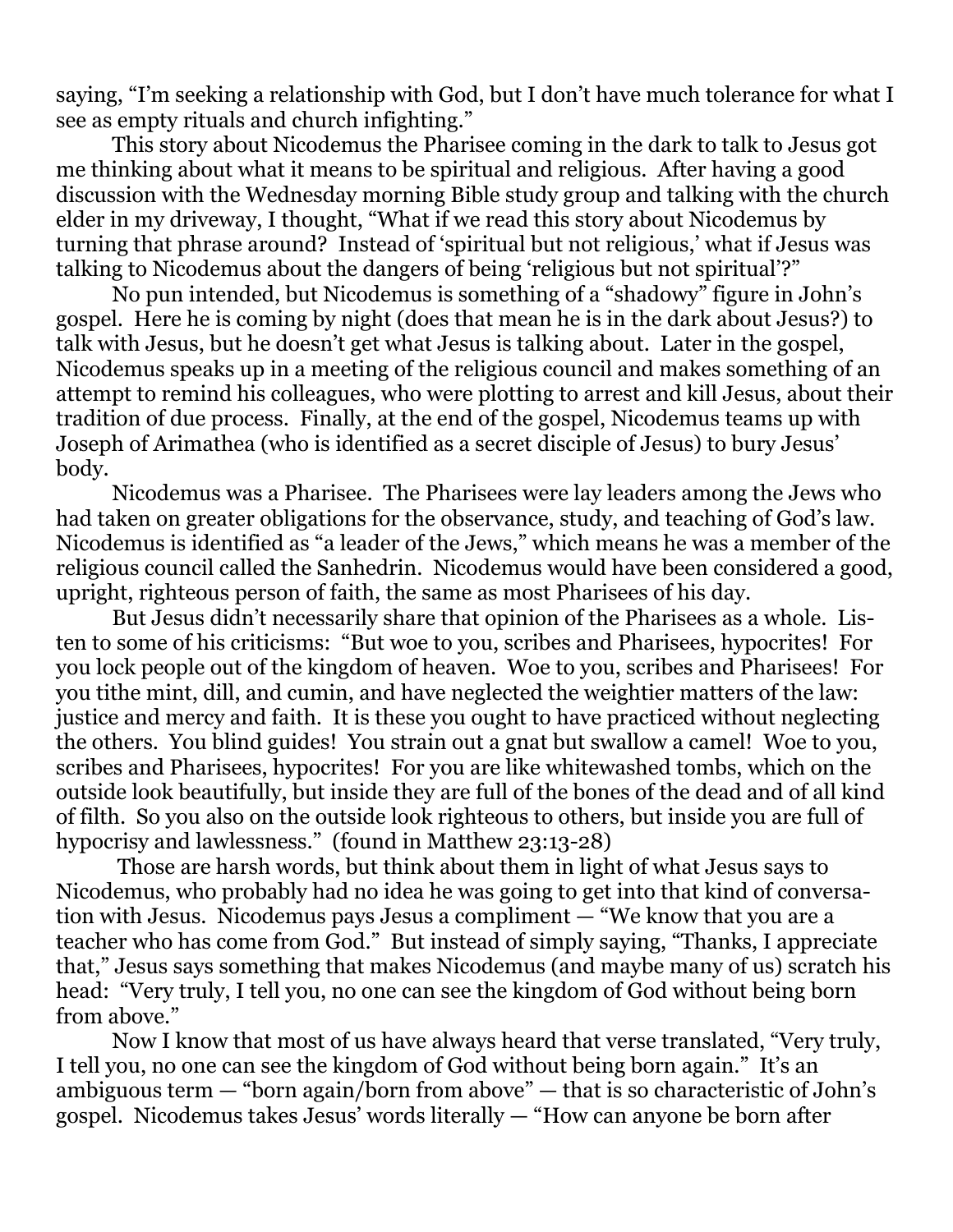saying, "I'm seeking a relationship with God, but I don't have much tolerance for what I see as empty rituals and church infighting."

This story about Nicodemus the Pharisee coming in the dark to talk to Jesus got me thinking about what it means to be spiritual and religious. After having a good discussion with the Wednesday morning Bible study group and talking with the church elder in my driveway, I thought, "What if we read this story about Nicodemus by turning that phrase around? Instead of 'spiritual but not religious,' what if Jesus was talking to Nicodemus about the dangers of being 'religious but not spiritual'?"

No pun intended, but Nicodemus is something of a "shadowy" figure in John's gospel. Here he is coming by night (does that mean he is in the dark about Jesus?) to talk with Jesus, but he doesn't get what Jesus is talking about. Later in the gospel, Nicodemus speaks up in a meeting of the religious council and makes something of an attempt to remind his colleagues, who were plotting to arrest and kill Jesus, about their tradition of due process. Finally, at the end of the gospel, Nicodemus teams up with Joseph of Arimathea (who is identified as a secret disciple of Jesus) to bury Jesus' body.

Nicodemus was a Pharisee. The Pharisees were lay leaders among the Jews who had taken on greater obligations for the observance, study, and teaching of God's law. Nicodemus is identified as "a leader of the Jews," which means he was a member of the religious council called the Sanhedrin. Nicodemus would have been considered a good, upright, righteous person of faith, the same as most Pharisees of his day.

But Jesus didn't necessarily share that opinion of the Pharisees as a whole. Listen to some of his criticisms: "But woe to you, scribes and Pharisees, hypocrites! For you lock people out of the kingdom of heaven. Woe to you, scribes and Pharisees! For you tithe mint, dill, and cumin, and have neglected the weightier matters of the law: justice and mercy and faith. It is these you ought to have practiced without neglecting the others. You blind guides! You strain out a gnat but swallow a camel! Woe to you, scribes and Pharisees, hypocrites! For you are like whitewashed tombs, which on the outside look beautifully, but inside they are full of the bones of the dead and of all kind of filth. So you also on the outside look righteous to others, but inside you are full of hypocrisy and lawlessness." (found in Matthew 23:13-28)

Those are harsh words, but think about them in light of what Jesus says to Nicodemus, who probably had no idea he was going to get into that kind of conversation with Jesus. Nicodemus pays Jesus a compliment — "We know that you are a teacher who has come from God." But instead of simply saying, "Thanks, I appreciate that," Jesus says something that makes Nicodemus (and maybe many of us) scratch his head: "Very truly, I tell you, no one can see the kingdom of God without being born from above."

Now I know that most of us have always heard that verse translated, "Very truly, I tell you, no one can see the kingdom of God without being born again." It's an ambiguous term — "born again/born from above" — that is so characteristic of John's gospel. Nicodemus takes Jesus' words literally — "How can anyone be born after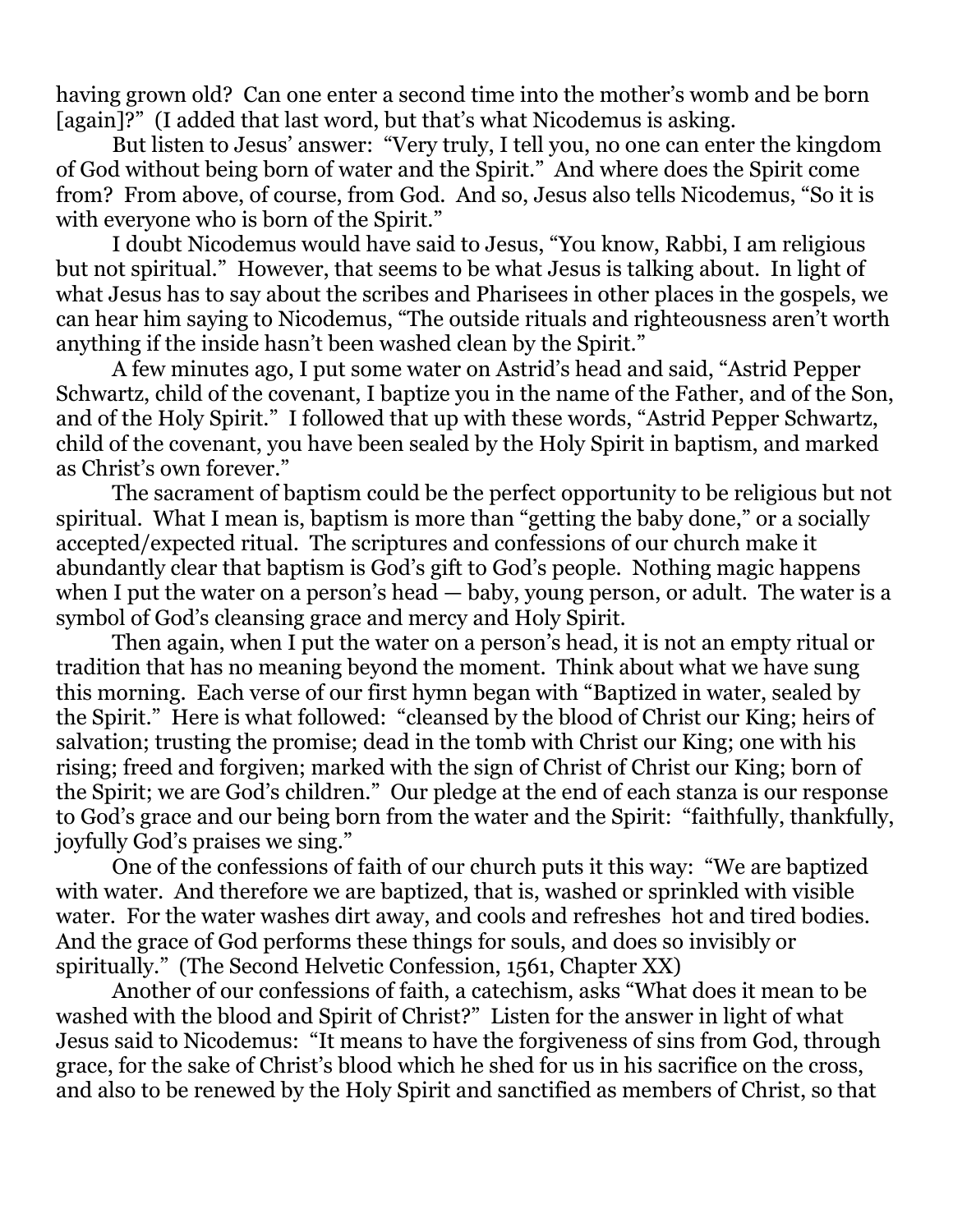having grown old? Can one enter a second time into the mother's womb and be born [again]?" (I added that last word, but that's what Nicodemus is asking.

But listen to Jesus' answer: "Very truly, I tell you, no one can enter the kingdom of God without being born of water and the Spirit." And where does the Spirit come from? From above, of course, from God. And so, Jesus also tells Nicodemus, "So it is with everyone who is born of the Spirit."

I doubt Nicodemus would have said to Jesus, "You know, Rabbi, I am religious but not spiritual." However, that seems to be what Jesus is talking about. In light of what Jesus has to say about the scribes and Pharisees in other places in the gospels, we can hear him saying to Nicodemus, "The outside rituals and righteousness aren't worth anything if the inside hasn't been washed clean by the Spirit."

A few minutes ago, I put some water on Astrid's head and said, "Astrid Pepper Schwartz, child of the covenant, I baptize you in the name of the Father, and of the Son, and of the Holy Spirit." I followed that up with these words, "Astrid Pepper Schwartz, child of the covenant, you have been sealed by the Holy Spirit in baptism, and marked as Christ's own forever."

The sacrament of baptism could be the perfect opportunity to be religious but not spiritual. What I mean is, baptism is more than "getting the baby done," or a socially accepted/expected ritual. The scriptures and confessions of our church make it abundantly clear that baptism is God's gift to God's people. Nothing magic happens when I put the water on a person's head — baby, young person, or adult. The water is a symbol of God's cleansing grace and mercy and Holy Spirit.

Then again, when I put the water on a person's head, it is not an empty ritual or tradition that has no meaning beyond the moment. Think about what we have sung this morning. Each verse of our first hymn began with "Baptized in water, sealed by the Spirit." Here is what followed: "cleansed by the blood of Christ our King; heirs of salvation; trusting the promise; dead in the tomb with Christ our King; one with his rising; freed and forgiven; marked with the sign of Christ of Christ our King; born of the Spirit; we are God's children." Our pledge at the end of each stanza is our response to God's grace and our being born from the water and the Spirit: "faithfully, thankfully, joyfully God's praises we sing."

One of the confessions of faith of our church puts it this way: "We are baptized with water. And therefore we are baptized, that is, washed or sprinkled with visible water. For the water washes dirt away, and cools and refreshes hot and tired bodies. And the grace of God performs these things for souls, and does so invisibly or spiritually." (The Second Helvetic Confession, 1561, Chapter XX)

Another of our confessions of faith, a catechism, asks "What does it mean to be washed with the blood and Spirit of Christ?" Listen for the answer in light of what Jesus said to Nicodemus: "It means to have the forgiveness of sins from God, through grace, for the sake of Christ's blood which he shed for us in his sacrifice on the cross, and also to be renewed by the Holy Spirit and sanctified as members of Christ, so that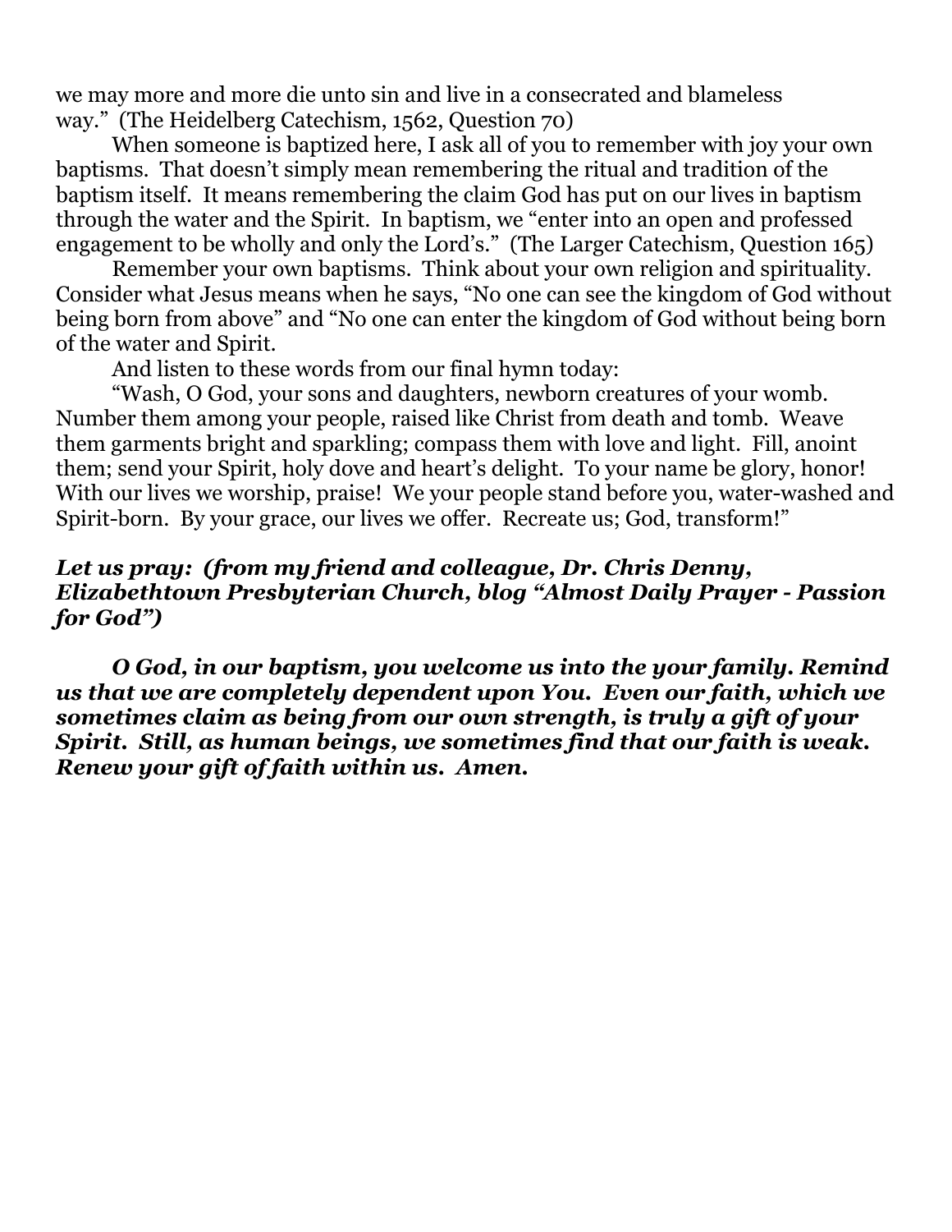we may more and more die unto sin and live in a consecrated and blameless way." (The Heidelberg Catechism, 1562, Question 70)

When someone is baptized here, I ask all of you to remember with joy your own baptisms. That doesn't simply mean remembering the ritual and tradition of the baptism itself. It means remembering the claim God has put on our lives in baptism through the water and the Spirit. In baptism, we "enter into an open and professed engagement to be wholly and only the Lord's." (The Larger Catechism, Question 165)

Remember your own baptisms. Think about your own religion and spirituality. Consider what Jesus means when he says, "No one can see the kingdom of God without being born from above" and "No one can enter the kingdom of God without being born of the water and Spirit.

And listen to these words from our final hymn today:

"Wash, O God, your sons and daughters, newborn creatures of your womb. Number them among your people, raised like Christ from death and tomb. Weave them garments bright and sparkling; compass them with love and light. Fill, anoint them; send your Spirit, holy dove and heart's delight. To your name be glory, honor! With our lives we worship, praise! We your people stand before you, water-washed and Spirit-born. By your grace, our lives we offer. Recreate us; God, transform!"

***Let us pray: (from my friend and colleague, Dr. Chris Denny, Elizabethtown Presbyterian Church, blog "Almost Daily Prayer - Passion for God")***

***O God, in our baptism, you welcome us into the your family. Remind us that we are completely dependent upon You. Even our faith, which we sometimes claim as being from our own strength, is truly a gift of your Spirit. Still, as human beings, we sometimes find that our faith is weak. Renew your gift of faith within us. Amen.***